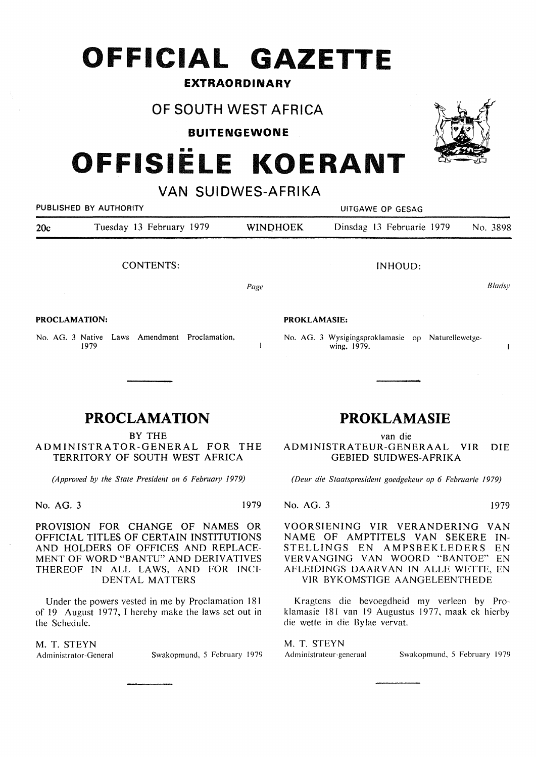# OFFICIAL GAZETTE

**EXTRAORDINARY**

## OF SOUTH WEST AFRICA

**BUITENGEWONE**

# OFFISIËLE KOERANT

## VAN SUIDWES-AFRIKA

PUBLISHED BY AUTHORITY — UITGAWE OP GESAG

| 20c | Tuesday 13 February 1979 | WINDHOEK | Dinsdag 13 Februarie 1979 | No. 3898 |
|---|---|---|---|---|

CONTENTS:

*Page*

**PROCLAMATION:**

No. AG. 3 Native Laws Amendment Proclamation, 1979 — 1

INHOUD:

*Bladsy*

**PROKLAMASIE:**

No. AG. 3 Wysigingsproklamasie op Naturellewetgewing, 1979. — 1

---

## PROCLAMATION

BY THE
ADMINISTRATOR-GENERAL FOR THE TERRITORY OF SOUTH WEST AFRICA

*(Approved by the State President on 6 February 1979)*

No. AG. 3 — 1979

PROVISION FOR CHANGE OF NAMES OR OFFICIAL TITLES OF CERTAIN INSTITUTIONS AND HOLDERS OF OFFICES AND REPLACEMENT OF WORD "BANTU" AND DERIVATIVES THEREOF IN ALL LAWS, AND FOR INCIDENTAL MATTERS

Under the powers vested in me by Proclamation 181 of 19 August 1977, I hereby make the laws set out in the Schedule.

M. T. STEYN
Administrator-General — Swakopmund, 5 February 1979

---

## PROKLAMASIE

van die
ADMINISTRATEUR-GENERAAL VIR DIE GEBIED SUIDWES-AFRIKA

*(Deur die Staatspresident goedgekeur op 6 Februarie 1979)*

No. AG. 3 — 1979

VOORSIENING VIR VERANDERING VAN NAME OF AMPTITELS VAN SEKERE INSTELLINGS EN AMPSBEKLEDERS EN VERVANGING VAN WOORD "BANTOE" EN AFLEIDINGS DAARVAN IN ALLE WETTE, EN VIR BYKOMSTIGE AANGELEENTHEDE

Kragtens die bevoegdheid my verleen by Proklamasie 181 van 19 Augustus 1977, maak ek hierby die wette in die Bylae vervat.

M. T. STEYN
Administrateur-generaal — Swakopmund, 5 February 1979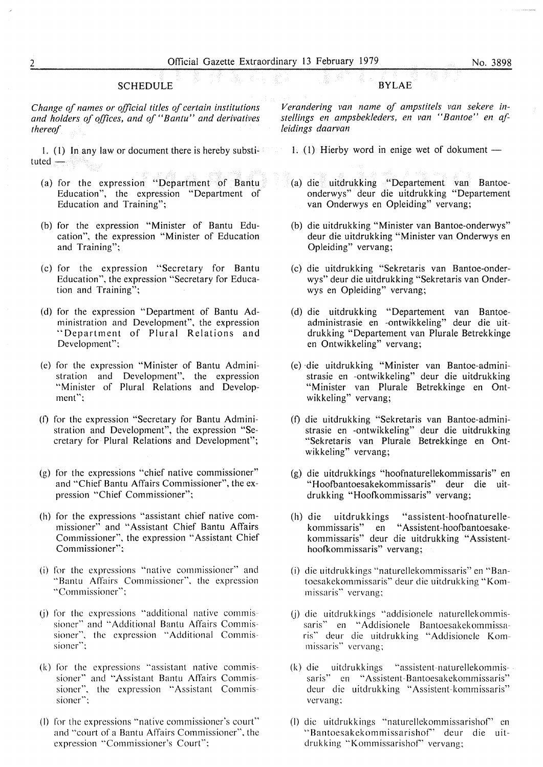## SCHEDULE

*Change of names or official titles of certain institutions and holders of offices, and of "Bantu" and derivatives thereof*

1. (1) In any law or document there is hereby substituted —

(a) for the expression "Department of Bantu Education", the expression "Department of Education and Training";

(b) for the expression "Minister of Bantu Education", the expression "Minister of Education and Training";

(c) for the expression "Secretary for Bantu Education", the expression "Secretary for Education and Training";

(d) for the expression "Department of Bantu Administration and Development", the expression "Department of Plural Relations and Development";

(e) for the expression "Minister of Bantu Administration and Development", the expression "Minister of Plural Relations and Development";

(f) for the expression "Secretary for Bantu Administration and Development", the expression "Secretary for Plural Relations and Development";

(g) for the expressions "chief native commissioner" and "Chief Bantu Affairs Commissioner", the expression "Chief Commissioner";

(h) for the expressions "assistant chief native commissioner" and "Assistant Chief Bantu Affairs Commissioner", the expression "Assistant Chief Commissioner";

(i) for the expressions "native commissioner" and "Bantu Affairs Commissioner", the expression "Commissioner";

(j) for the expressions "additional native commissioner" and "Additional Bantu Affairs Commissioner", the expression "Additional Commissioner";

(k) for the expressions "assistant native commissioner" and "Assistant Bantu Affairs Commissioner", the expression "Assistant Commissioner";

(l) for the expressions "native commissioner's court" and "court of a Bantu Affairs Commissioner", the expression "Commissioner's Court";

## BYLAE

*Verandering van name of ampstitels van sekere instellings en ampsbekleders, en van "Bantoe" en afleidings daarvan*

1. (1) Hierby word in enige wet of dokument —

(a) die uitdrukking "Departement van Bantoeonderwys" deur die uitdrukking "Departement van Onderwys en Opleiding" vervang;

(b) die uitdrukking "Minister van Bantoe-onderwys" deur die uitdrukking "Minister van Onderwys en Opleiding" vervang;

(c) die uitdrukking "Sekretaris van Bantoe-onderwys" deur die uitdrukking "Sekretaris van Onderwys en Opleiding" vervang;

(d) die uitdrukking "Departement van Bantoeadministrasie en -ontwikkeling" deur die uitdrukking "Departement van Plurale Betrekkinge en Ontwikkeling" vervang;

(e) die uitdrukking "Minister van Bantoe-administrasie en -ontwikkeling" deur die uitdrukking "Minister van Plurale Betrekkinge en Ontwikkeling" vervang;

(f) die uitdrukking "Sekretaris van Bantoe-administrasie en -ontwikkeling" deur die uitdrukking "Sekretaris van Plurale Betrekkinge en Ontwikkeling" vervang;

(g) die uitdrukkings "hoofnaturellekommissaris" en "Hoofbantoesakekommissaris" deur die uitdrukking "Hoofkommissaris" vervang;

(h) die uitdrukkings "assistent-hoofnaturellekommissaris" en "Assistent-hoofbantoesakekommissaris" deur die uitdrukking "Assistent-hoofkommissaris" vervang;

(i) die uitdrukkings "naturellekommissaris" en "Bantoesakekommissaris" deur die uitdrukking "Kommissaris" vervang;

(j) die uitdrukkings "addisionele naturellekommissaris" en "Addisionele Bantoesakekommissaris" deur die uitdrukking "Addisionele Kommissaris" vervang;

(k) die uitdrukkings "assistent-naturellekommissaris" en "Assistent-Bantoesakekommissaris" deur die uitdrukking "Assistent-kommissaris" vervang;

(l) die uitdrukkings "naturellekommissarishof" en "Bantoesakekommissarishof" deur die uitdrukking "Kommissarishof" vervang;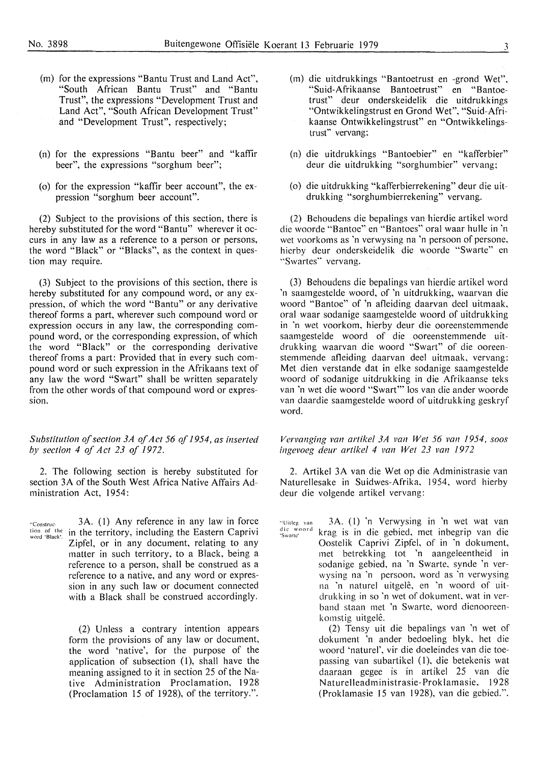(m) for the expressions "Bantu Trust and Land Act", "South African Bantu Trust" and "Bantu Trust", the expressions "Development Trust and Land Act", "South African Development Trust" and "Development Trust", respectively;

(n) for the expressions "Bantu beer" and "kaffir beer", the expressions "sorghum beer";

(o) for the expression "kaffir beer account", the expression "sorghum beer account".

(2) Subject to the provisions of this section, there is hereby substituted for the word "Bantu" wherever it occurs in any law as a reference to a person or persons, the word "Black" or "Blacks", as the context in question may require.

(3) Subject to the provisions of this section, there is hereby substituted for any compound word, or any expression, of which the word "Bantu" or any derivative thereof forms a part, wherever such compound word or expression occurs in any law, the corresponding compound word, or the corresponding expression, of which the word "Black" or the corresponding derivative thereof froms a part: Provided that in every such compound word or such expression in the Afrikaans text of any law the word "Swart" shall be written separately from the other words of that compound word or expression.

*Substitution of section 3A of Act 56 of 1954, as inserted by section 4 of Act 23 of 1972.*

2. The following section is hereby substituted for section 3A of the South West Africa Native Affairs Administration Act, 1954:

"Construction of the word 'Black'.

3A. (1) Any reference in any law in force in the territory, including the Eastern Caprivi Zipfel, or in any document, relating to any matter in such territory, to a Black, being a reference to a person, shall be construed as a reference to a native, and any word or expression in any such law or document connected with a Black shall be construed accordingly.

(2) Unless a contrary intention appears form the provisions of any law or document, the word 'native', for the purpose of the application of subsection (1), shall have the meaning assigned to it in section 25 of the Native Administration Proclamation, 1928 (Proclamation 15 of 1928), of the territory.".

(m) die uitdrukkings "Bantoetrust en -grond Wet", "Suid-Afrikaanse Bantoetrust" en "Bantoetrust" deur onderskeidelik die uitdrukkings "Ontwikkelingstrust en Grond Wet", "Suid-Afrikaanse Ontwikkelingstrust" en "Ontwikkelingstrust" vervang;

(n) die uitdrukkings "Bantoebier" en "kafferbier" deur die uitdrukking "sorghumbier" vervang;

(o) die uitdrukking "kafferbierrekening" deur die uitdrukking "sorghumbierrekening" vervang.

(2) Behoudens die bepalings van hierdie artikel word die woorde "Bantoe" en "Bantoes" oral waar hulle in 'n wet voorkoms as 'n verwysing na 'n persoon of persone, hierby deur onderskeidelik die woorde "Swarte" en "Swartes" vervang.

(3) Behoudens die bepalings van hierdie artikel word 'n saamgestelde woord, of 'n uitdrukking, waarvan die woord "Bantoe" of 'n afleiding daarvan deel uitmaak, oral waar sodanige saamgestelde woord of uitdrukking in 'n wet voorkom, hierby deur die ooreenstemmende saamgestelde woord of die ooreenstemmende uitdrukking waarvan die woord "Swart" of die ooreenstemmende afleiding daarvan deel uitmaak, vervang: Met dien verstande dat in elke sodanige saamgestelde woord of sodanige uitdrukking in die Afrikaanse teks van 'n wet die woord "Swart"' los van die ander woorde van daardie saamgestelde woord of uitdrukking geskryf word.

*Vervanging van artikel 3A van Wet 56 van 1954, soos ingevoeg deur artikel 4 van Wet 23 van 1972*

2. Artikel 3A van die Wet op die Administrasie van Naturellesake in Suidwes-Afrika, 1954, word hierby deur die volgende artikel vervang:

"Uitleg van die woord 'Swarte'

3A. (1) 'n Verwysing in 'n wet wat van krag is in die gebied, met inbegrip van die Oostelik Caprivi Zipfel, of in 'n dokument, met betrekking tot 'n aangeleentheid in sodanige gebied, na 'n Swarte, synde 'n verwysing na 'n persoon, word as 'n verwysing na 'n naturel uitgelê, en 'n woord of uitdrukking in so 'n wet of dokument, wat in verband staan met 'n Swarte, word dienooreenkomstig uitgelê.

(2) Tensy uit die bepalings van 'n wet of dokument 'n ander bedoeling blyk, het die woord 'naturel', vir die doeleindes van die toepassing van subartikel (1), die betekenis wat daaraan gegee is in artikel 25 van die Naturelleadministrasie-Proklamasie, 1928 (Proklamasie 15 van 1928), van die gebied.".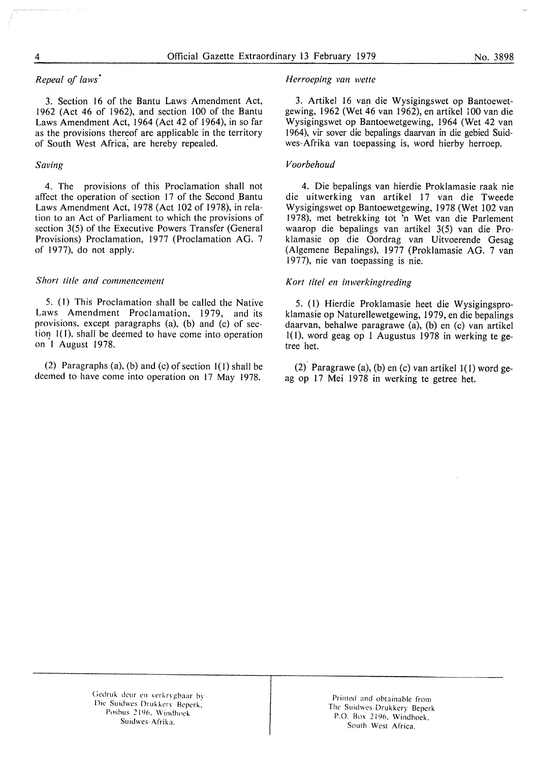*Repeal of laws*\*

3. Section 16 of the Bantu Laws Amendment Act, 1962 (Act 46 of 1962), and section 100 of the Bantu Laws Amendment Act, 1964 (Act 42 of 1964), in so far as the provisions thereof are applicable in the territory of South West Africa, are hereby repealed.

*Saving*

4. The provisions of this Proclamation shall not affect the operation of section 17 of the Second Bantu Laws Amendment Act, 1978 (Act 102 of 1978), in relation to an Act of Parliament to which the provisions of section 3(5) of the Executive Powers Transfer (General Provisions) Proclamation, 1977 (Proclamation AG. 7 of 1977), do not apply.

*Short title and commencement*

5. (1) This Proclamation shall be called the Native Laws Amendment Proclamation, 1979, and its provisions, except paragraphs (a), (b) and (c) of section 1(1), shall be deemed to have come into operation on 1 August 1978.

(2) Paragraphs (a), (b) and (c) of section 1(1) shall be deemed to have come into operation on 17 May 1978.

*Herroeping van wette*

3. Artikel 16 van die Wysigingswet op Bantoewetgewing, 1962 (Wet 46 van 1962), en artikel 100 van die Wysigingswet op Bantoewetgewing, 1964 (Wet 42 van 1964), vir sover die bepalings daarvan in die gebied Suidwes-Afrika van toepassing is, word hierby herroep.

*Voorbehoud*

4. Die bepalings van hierdie Proklamasie raak nie die uitwerking van artikel 17 van die Tweede Wysigingswet op Bantoewetgewing, 1978 (Wet 102 van 1978), met betrekking tot 'n Wet van die Parlement waarop die bepalings van artikel 3(5) van die Proklamasie op die Oordrag van Uitvoerende Gesag (Algemene Bepalings), 1977 (Proklamasie AG. 7 van 1977), nie van toepassing is nie.

*Kort titel en inwerkingtreding*

5. (1) Hierdie Proklamasie heet die Wysigingsproklamasie op Naturellewetgewing, 1979, en die bepalings daarvan, behalwe paragrawe (a), (b) en (c) van artikel 1(1), word geag op 1 Augustus 1978 in werking te getree het.

(2) Paragrawe (a), (b) en (c) van artikel 1(1) word geag op 17 Mei 1978 in werking te getree het.

Gedruk deur en verkrygbaar by Die Suidwes-Drukkery Beperk, Posbus 2196, Windhoek Suidwes-Afrika.

Printed and obtainable from The Suidwes-Drukkery Beperk P.O. Box 2196, Windhoek. South West Africa.